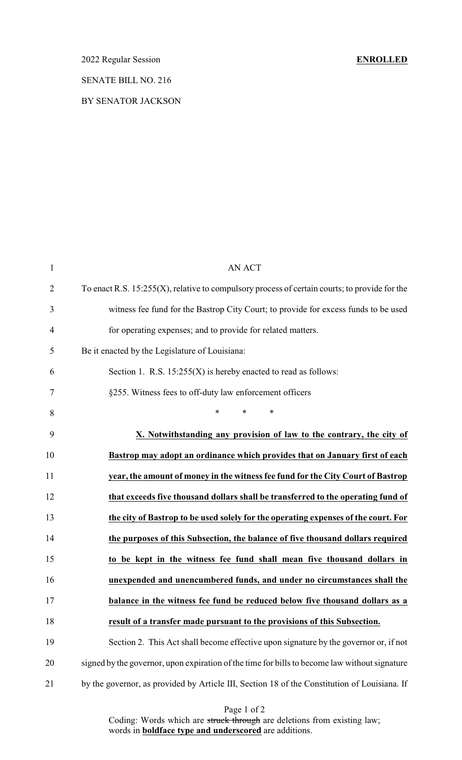2022 Regular Session **ENROLLED**

SENATE BILL NO. 216

BY SENATOR JACKSON

AN ACT

To enact R.S. 15:255(X), relative to compulsory process of certain courts; to provide for the witness fee fund for the Bastrop City Court; to provide for excess funds to be used for operating expenses; and to provide for related matters.

Be it enacted by the Legislature of Louisiana:

Section 1. R.S. 15:255(X) is hereby enacted to read as follows:

§255. Witness fees to off-duty law enforcement officers

\* \* \*

**X. Notwithstanding any provision of law to the contrary, the city of Bastrop may adopt an ordinance which provides that on January first of each year, the amount of money in the witness fee fund for the City Court of Bastrop that exceeds five thousand dollars shall be transferred to the operating fund of the city of Bastrop to be used solely for the operating expenses of the court. For the purposes of this Subsection, the balance of five thousand dollars required to be kept in the witness fee fund shall mean five thousand dollars in unexpended and unencumbered funds, and under no circumstances shall the balance in the witness fee fund be reduced below five thousand dollars as a result of a transfer made pursuant to the provisions of this Subsection.**

Section 2. This Act shall become effective upon signature by the governor or, if not signed by the governor, upon expiration of the time for bills to become law without signature by the governor, as provided by Article III, Section 18 of the Constitution of Louisiana. If

Coding: Words which are ~~struck through~~ are deletions from existing law; words in **boldface type and underscored** are additions.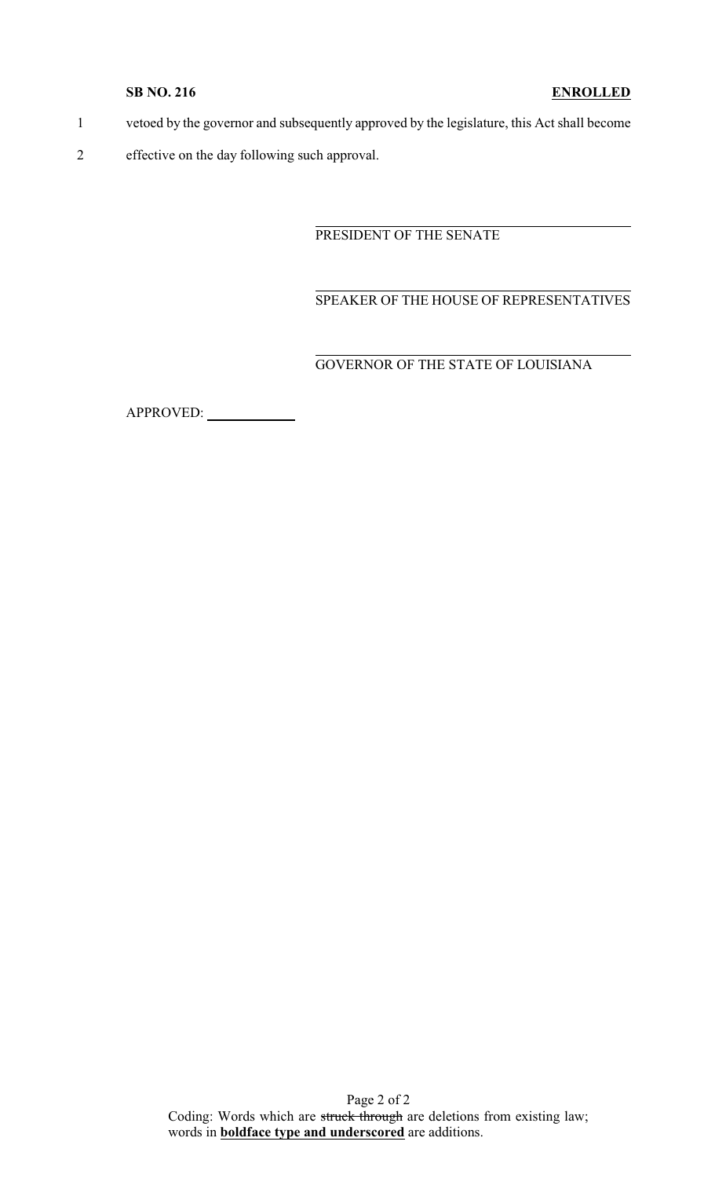vetoed by the governor and subsequently approved by the legislature, this Act shall become effective on the day following such approval.

PRESIDENT OF THE SENATE

SPEAKER OF THE HOUSE OF REPRESENTATIVES

GOVERNOR OF THE STATE OF LOUISIANA

APPROVED: ____________

Coding: Words which are ~~struck through~~ are deletions from existing law; words in **boldface type and underscored** are additions.